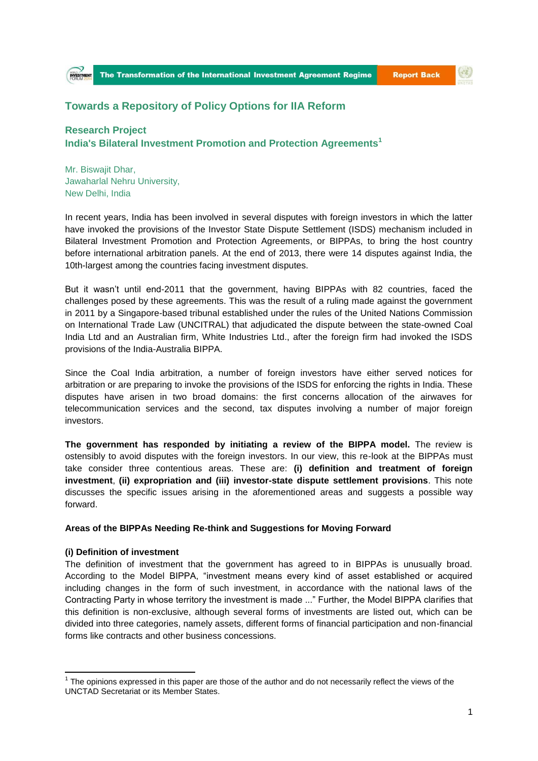## Towards a Repository of Policy Options for IIA Reform

### Research Project
### India's Bilateral Investment Promotion and Protection Agreements[1]

Mr. Biswajit Dhar,
Jawaharlal Nehru University,
New Delhi, India

In recent years, India has been involved in several disputes with foreign investors in which the latter have invoked the provisions of the Investor State Dispute Settlement (ISDS) mechanism included in Bilateral Investment Promotion and Protection Agreements, or BIPPAs, to bring the host country before international arbitration panels. At the end of 2013, there were 14 disputes against India, the 10th-largest among the countries facing investment disputes.

But it wasn't until end-2011 that the government, having BIPPAs with 82 countries, faced the challenges posed by these agreements. This was the result of a ruling made against the government in 2011 by a Singapore-based tribunal established under the rules of the United Nations Commission on International Trade Law (UNCITRAL) that adjudicated the dispute between the state-owned Coal India Ltd and an Australian firm, White Industries Ltd., after the foreign firm had invoked the ISDS provisions of the India-Australia BIPPA.

Since the Coal India arbitration, a number of foreign investors have either served notices for arbitration or are preparing to invoke the provisions of the ISDS for enforcing the rights in India. These disputes have arisen in two broad domains: the first concerns allocation of the airwaves for telecommunication services and the second, tax disputes involving a number of major foreign investors.

**The government has responded by initiating a review of the BIPPA model.** The review is ostensibly to avoid disputes with the foreign investors. In our view, this re-look at the BIPPAs must take consider three contentious areas. These are: **(i) definition and treatment of foreign investment**, **(ii) expropriation and (iii) investor-state dispute settlement provisions**. This note discusses the specific issues arising in the aforementioned areas and suggests a possible way forward.

**Areas of the BIPPAs Needing Re-think and Suggestions for Moving Forward**

**(i) Definition of investment**

The definition of investment that the government has agreed to in BIPPAs is unusually broad. According to the Model BIPPA, "investment means every kind of asset established or acquired including changes in the form of such investment, in accordance with the national laws of the Contracting Party in whose territory the investment is made ..." Further, the Model BIPPA clarifies that this definition is non-exclusive, although several forms of investments are listed out, which can be divided into three categories, namely assets, different forms of financial participation and non-financial forms like contracts and other business concessions.

[1] The opinions expressed in this paper are those of the author and do not necessarily reflect the views of the UNCTAD Secretariat or its Member States.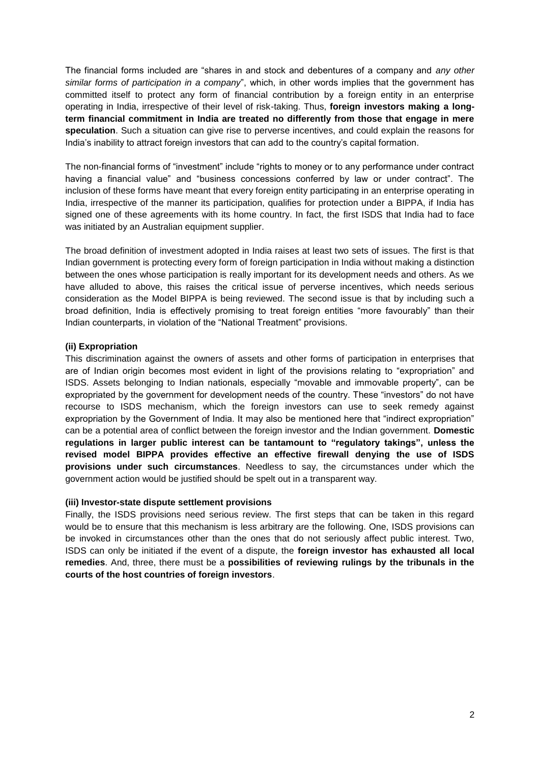The financial forms included are "shares in and stock and debentures of a company and *any other similar forms of participation in a company*", which, in other words implies that the government has committed itself to protect any form of financial contribution by a foreign entity in an enterprise operating in India, irrespective of their level of risk-taking. Thus, **foreign investors making a long-term financial commitment in India are treated no differently from those that engage in mere speculation**. Such a situation can give rise to perverse incentives, and could explain the reasons for India's inability to attract foreign investors that can add to the country's capital formation.

The non-financial forms of "investment" include "rights to money or to any performance under contract having a financial value" and "business concessions conferred by law or under contract". The inclusion of these forms have meant that every foreign entity participating in an enterprise operating in India, irrespective of the manner its participation, qualifies for protection under a BIPPA, if India has signed one of these agreements with its home country. In fact, the first ISDS that India had to face was initiated by an Australian equipment supplier.

The broad definition of investment adopted in India raises at least two sets of issues. The first is that Indian government is protecting every form of foreign participation in India without making a distinction between the ones whose participation is really important for its development needs and others. As we have alluded to above, this raises the critical issue of perverse incentives, which needs serious consideration as the Model BIPPA is being reviewed. The second issue is that by including such a broad definition, India is effectively promising to treat foreign entities "more favourably" than their Indian counterparts, in violation of the "National Treatment" provisions.

**(ii) Expropriation**

This discrimination against the owners of assets and other forms of participation in enterprises that are of Indian origin becomes most evident in light of the provisions relating to "expropriation" and ISDS. Assets belonging to Indian nationals, especially "movable and immovable property", can be expropriated by the government for development needs of the country. These "investors" do not have recourse to ISDS mechanism, which the foreign investors can use to seek remedy against expropriation by the Government of India. It may also be mentioned here that "indirect expropriation" can be a potential area of conflict between the foreign investor and the Indian government. **Domestic regulations in larger public interest can be tantamount to "regulatory takings", unless the revised model BIPPA provides effective an effective firewall denying the use of ISDS provisions under such circumstances**. Needless to say, the circumstances under which the government action would be justified should be spelt out in a transparent way.

**(iii) Investor-state dispute settlement provisions**

Finally, the ISDS provisions need serious review. The first steps that can be taken in this regard would be to ensure that this mechanism is less arbitrary are the following. One, ISDS provisions can be invoked in circumstances other than the ones that do not seriously affect public interest. Two, ISDS can only be initiated if the event of a dispute, the **foreign investor has exhausted all local remedies**. And, three, there must be a **possibilities of reviewing rulings by the tribunals in the courts of the host countries of foreign investors**.